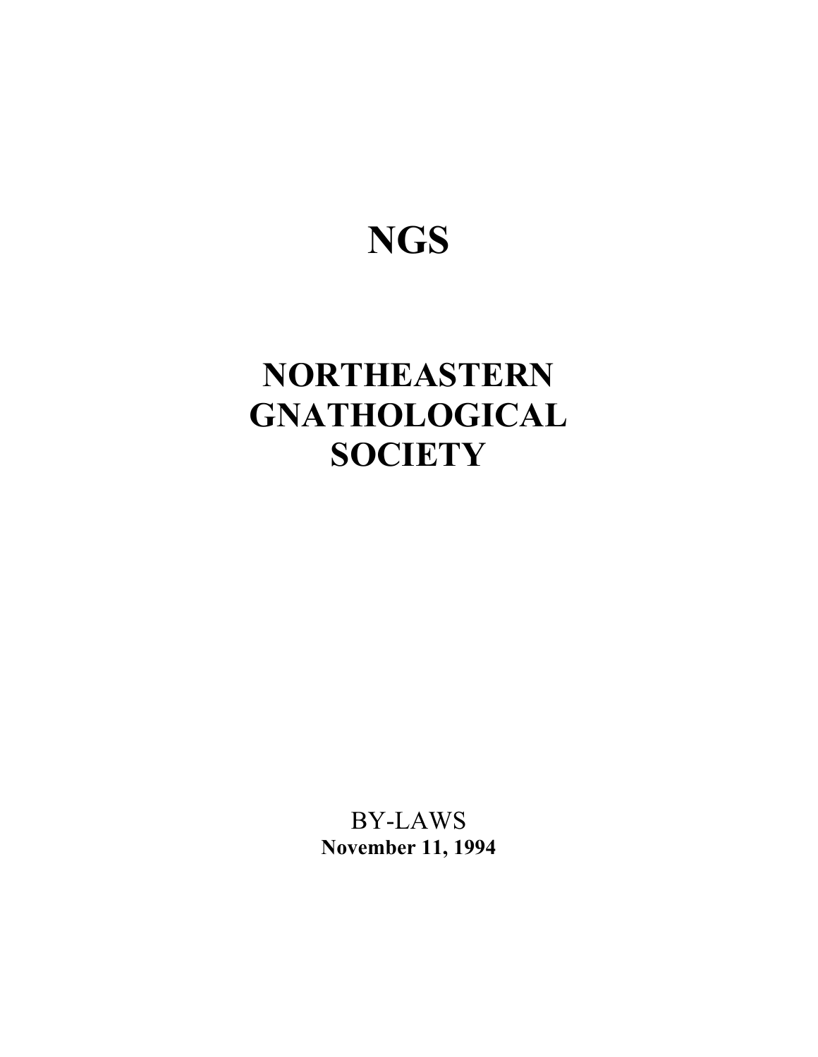# NGS

# NORTHEASTERN GNATHOLOGICAL SOCIETY

BY-LAWS

**November 11, 1994**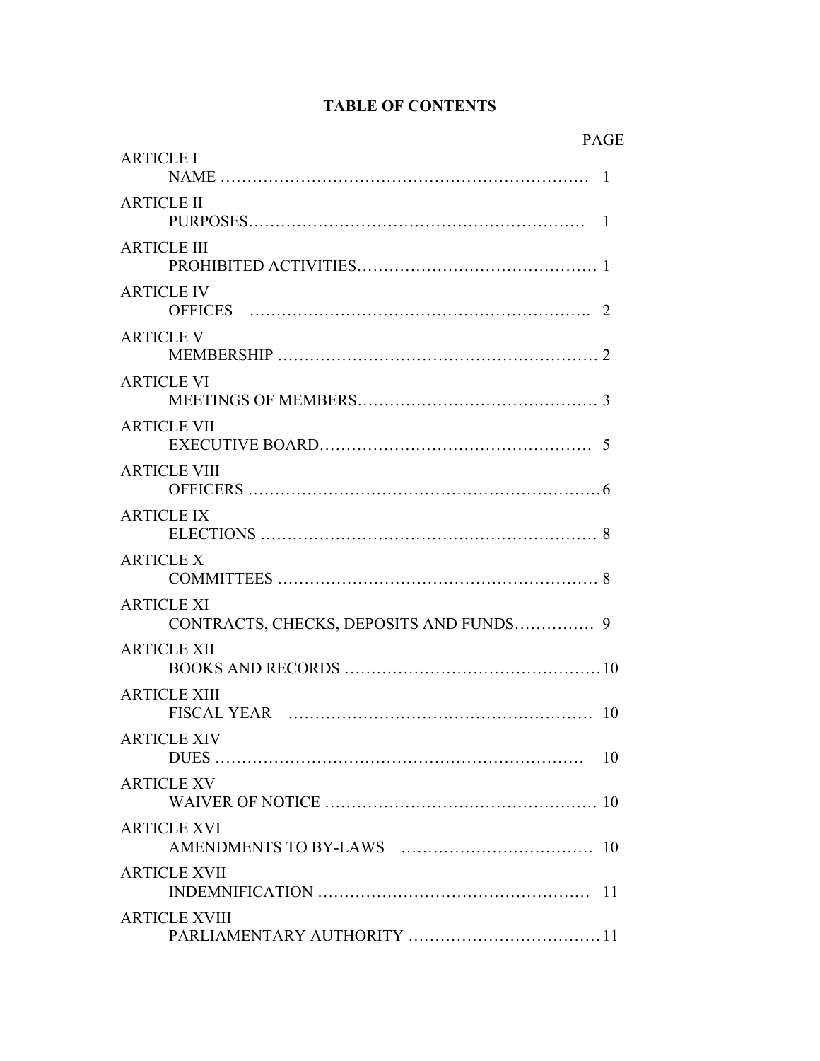# TABLE OF CONTENTS

| | PAGE |
|---|---|
| ARTICLE I<br>NAME | 1 |
| ARTICLE II<br>PURPOSES | 1 |
| ARTICLE III<br>PROHIBITED ACTIVITIES | 1 |
| ARTICLE IV<br>OFFICES | 2 |
| ARTICLE V<br>MEMBERSHIP | 2 |
| ARTICLE VI<br>MEETINGS OF MEMBERS | 3 |
| ARTICLE VII<br>EXECUTIVE BOARD | 5 |
| ARTICLE VIII<br>OFFICERS | 6 |
| ARTICLE IX<br>ELECTIONS | 8 |
| ARTICLE X<br>COMMITTEES | 8 |
| ARTICLE XI<br>CONTRACTS, CHECKS, DEPOSITS AND FUNDS | 9 |
| ARTICLE XII<br>BOOKS AND RECORDS | 10 |
| ARTICLE XIII<br>FISCAL YEAR | 10 |
| ARTICLE XIV<br>DUES | 10 |
| ARTICLE XV<br>WAIVER OF NOTICE | 10 |
| ARTICLE XVI<br>AMENDMENTS TO BY-LAWS | 10 |
| ARTICLE XVII<br>INDEMNIFICATION | 11 |
| ARTICLE XVIII<br>PARLIAMENTARY AUTHORITY | 11 |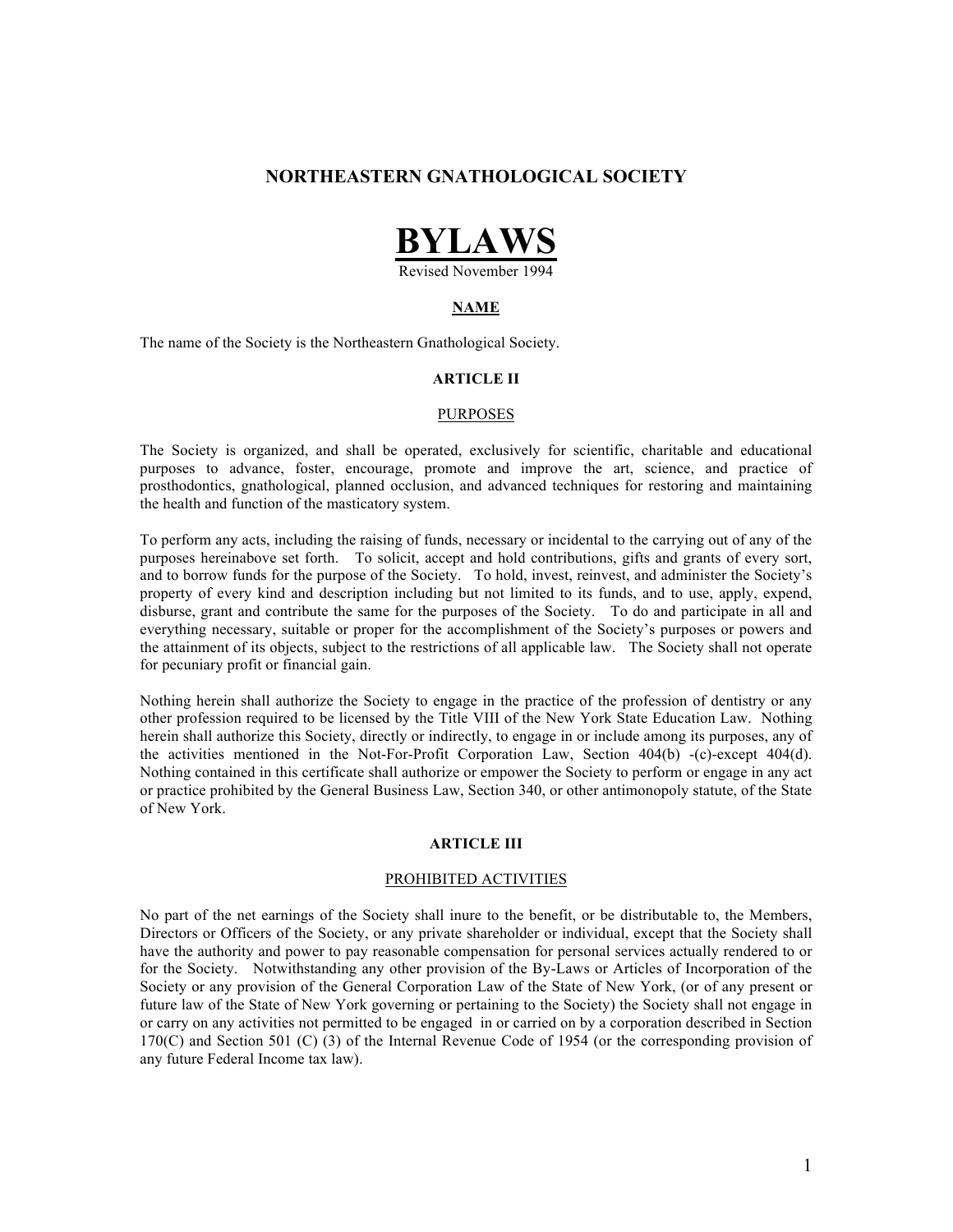## NORTHEASTERN GNATHOLOGICAL SOCIETY

# BYLAWS

Revised November 1994

### NAME

The name of the Society is the Northeastern Gnathological Society.

### ARTICLE II

PURPOSES

The Society is organized, and shall be operated, exclusively for scientific, charitable and educational purposes to advance, foster, encourage, promote and improve the art, science, and practice of prosthodontics, gnathological, planned occlusion, and advanced techniques for restoring and maintaining the health and function of the masticatory system.

To perform any acts, including the raising of funds, necessary or incidental to the carrying out of any of the purposes hereinabove set forth. To solicit, accept and hold contributions, gifts and grants of every sort, and to borrow funds for the purpose of the Society. To hold, invest, reinvest, and administer the Society's property of every kind and description including but not limited to its funds, and to use, apply, expend, disburse, grant and contribute the same for the purposes of the Society. To do and participate in all and everything necessary, suitable or proper for the accomplishment of the Society's purposes or powers and the attainment of its objects, subject to the restrictions of all applicable law. The Society shall not operate for pecuniary profit or financial gain.

Nothing herein shall authorize the Society to engage in the practice of the profession of dentistry or any other profession required to be licensed by the Title VIII of the New York State Education Law. Nothing herein shall authorize this Society, directly or indirectly, to engage in or include among its purposes, any of the activities mentioned in the Not-For-Profit Corporation Law, Section 404(b) -(c)-except 404(d). Nothing contained in this certificate shall authorize or empower the Society to perform or engage in any act or practice prohibited by the General Business Law, Section 340, or other antimonopoly statute, of the State of New York.

### ARTICLE III

PROHIBITED ACTIVITIES

No part of the net earnings of the Society shall inure to the benefit, or be distributable to, the Members, Directors or Officers of the Society, or any private shareholder or individual, except that the Society shall have the authority and power to pay reasonable compensation for personal services actually rendered to or for the Society. Notwithstanding any other provision of the By-Laws or Articles of Incorporation of the Society or any provision of the General Corporation Law of the State of New York, (or of any present or future law of the State of New York governing or pertaining to the Society) the Society shall not engage in or carry on any activities not permitted to be engaged in or carried on by a corporation described in Section 170(C) and Section 501 (C) (3) of the Internal Revenue Code of 1954 (or the corresponding provision of any future Federal Income tax law).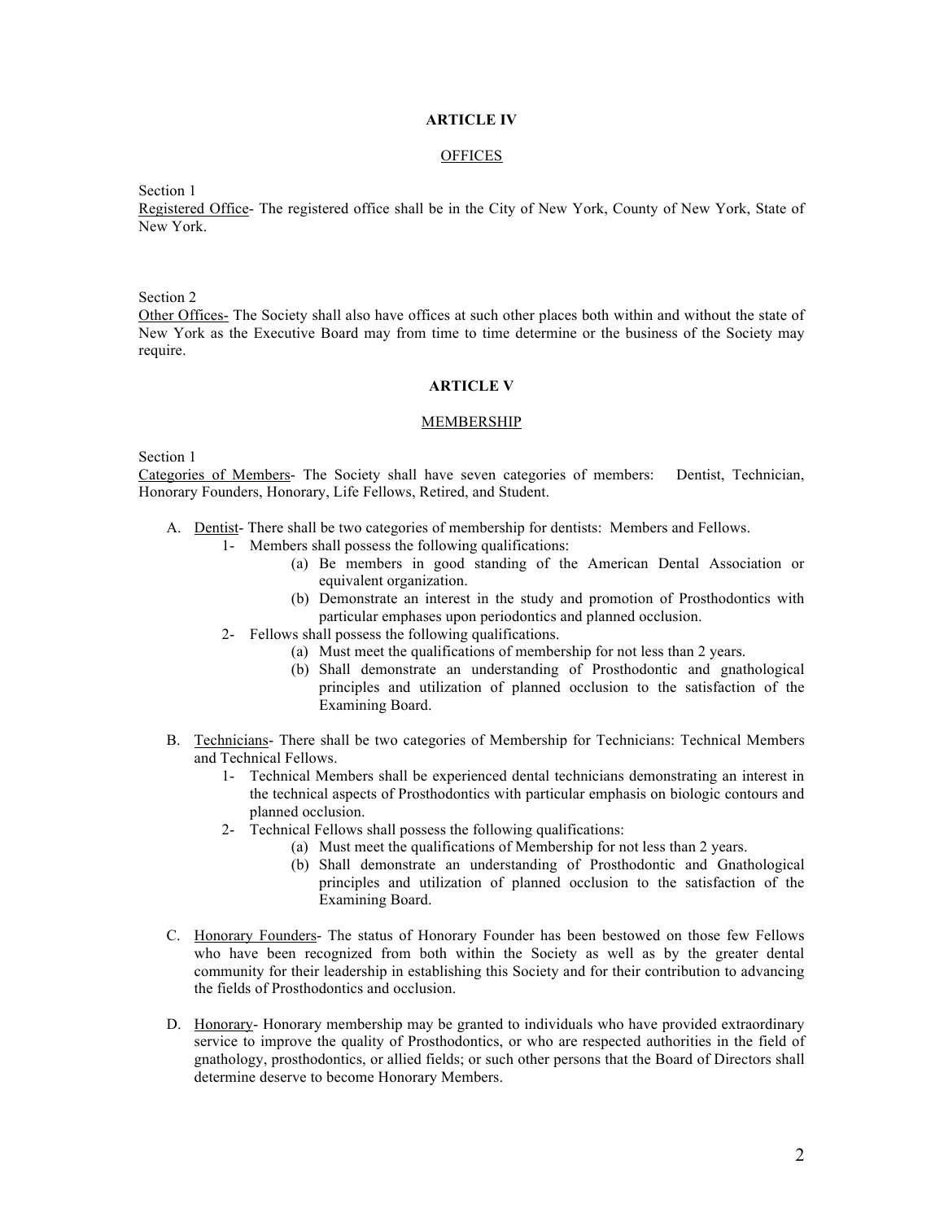**ARTICLE IV**

OFFICES

Section 1

Registered Office- The registered office shall be in the City of New York, County of New York, State of New York.

Section 2

Other Offices- The Society shall also have offices at such other places both within and without the state of New York as the Executive Board may from time to time determine or the business of the Society may require.

**ARTICLE V**

MEMBERSHIP

Section 1

Categories of Members- The Society shall have seven categories of members: Dentist, Technician, Honorary Founders, Honorary, Life Fellows, Retired, and Student.

A. Dentist- There shall be two categories of membership for dentists: Members and Fellows.
   1- Members shall possess the following qualifications:
      (a) Be members in good standing of the American Dental Association or equivalent organization.
      (b) Demonstrate an interest in the study and promotion of Prosthodontics with particular emphases upon periodontics and planned occlusion.
   2- Fellows shall possess the following qualifications.
      (a) Must meet the qualifications of membership for not less than 2 years.
      (b) Shall demonstrate an understanding of Prosthodontic and gnathological principles and utilization of planned occlusion to the satisfaction of the Examining Board.

B. Technicians- There shall be two categories of Membership for Technicians: Technical Members and Technical Fellows.
   1- Technical Members shall be experienced dental technicians demonstrating an interest in the technical aspects of Prosthodontics with particular emphasis on biologic contours and planned occlusion.
   2- Technical Fellows shall possess the following qualifications:
      (a) Must meet the qualifications of Membership for not less than 2 years.
      (b) Shall demonstrate an understanding of Prosthodontic and Gnathological principles and utilization of planned occlusion to the satisfaction of the Examining Board.

C. Honorary Founders- The status of Honorary Founder has been bestowed on those few Fellows who have been recognized from both within the Society as well as by the greater dental community for their leadership in establishing this Society and for their contribution to advancing the fields of Prosthodontics and occlusion.

D. Honorary- Honorary membership may be granted to individuals who have provided extraordinary service to improve the quality of Prosthodontics, or who are respected authorities in the field of gnathology, prosthodontics, or allied fields; or such other persons that the Board of Directors shall determine deserve to become Honorary Members.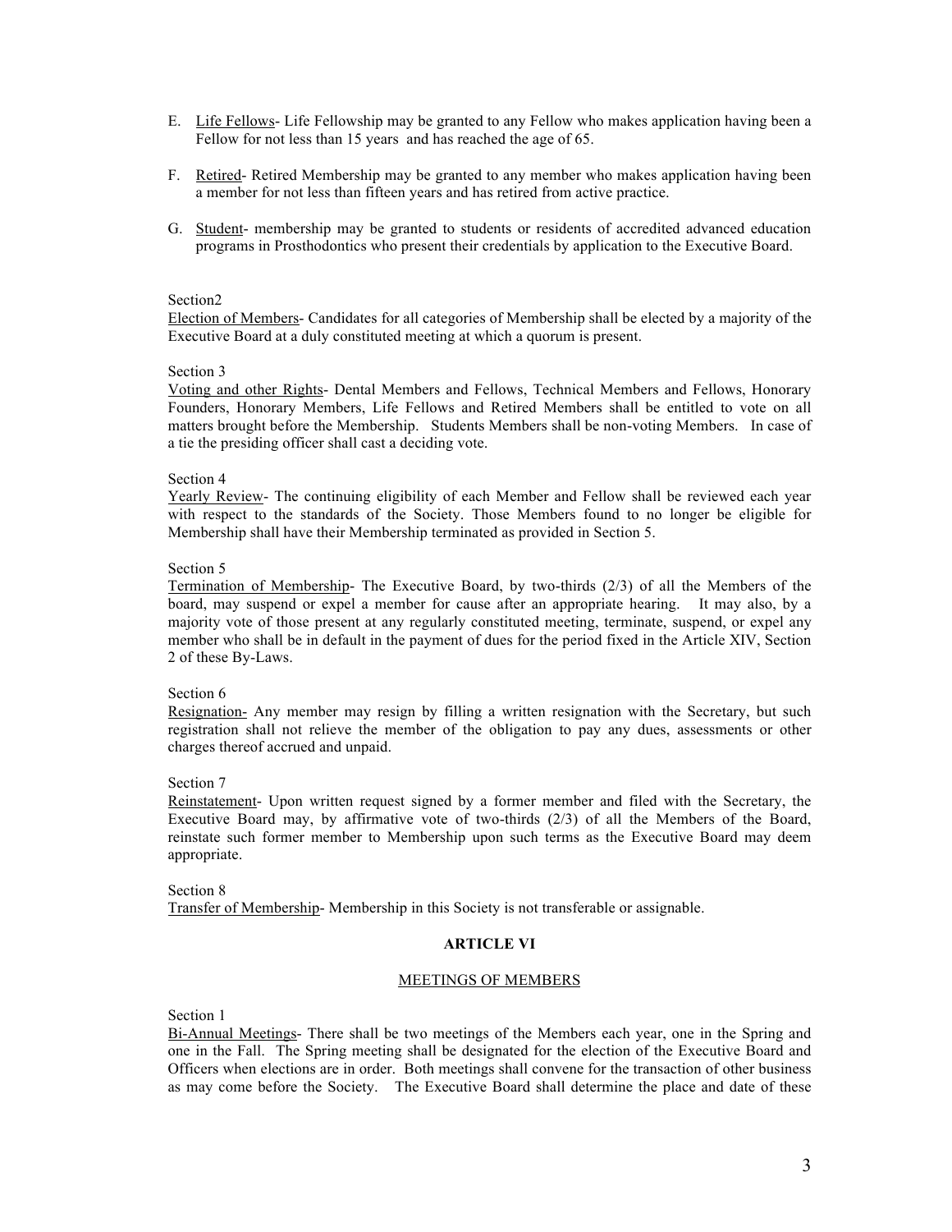E. Life Fellows- Life Fellowship may be granted to any Fellow who makes application having been a Fellow for not less than 15 years and has reached the age of 65.

F. Retired- Retired Membership may be granted to any member who makes application having been a member for not less than fifteen years and has retired from active practice.

G. Student- membership may be granted to students or residents of accredited advanced education programs in Prosthodontics who present their credentials by application to the Executive Board.

Section2

Election of Members- Candidates for all categories of Membership shall be elected by a majority of the Executive Board at a duly constituted meeting at which a quorum is present.

Section 3

Voting and other Rights- Dental Members and Fellows, Technical Members and Fellows, Honorary Founders, Honorary Members, Life Fellows and Retired Members shall be entitled to vote on all matters brought before the Membership. Students Members shall be non-voting Members. In case of a tie the presiding officer shall cast a deciding vote.

Section 4

Yearly Review- The continuing eligibility of each Member and Fellow shall be reviewed each year with respect to the standards of the Society. Those Members found to no longer be eligible for Membership shall have their Membership terminated as provided in Section 5.

Section 5

Termination of Membership- The Executive Board, by two-thirds (2/3) of all the Members of the board, may suspend or expel a member for cause after an appropriate hearing. It may also, by a majority vote of those present at any regularly constituted meeting, terminate, suspend, or expel any member who shall be in default in the payment of dues for the period fixed in the Article XIV, Section 2 of these By-Laws.

Section 6

Resignation- Any member may resign by filling a written resignation with the Secretary, but such registration shall not relieve the member of the obligation to pay any dues, assessments or other charges thereof accrued and unpaid.

Section 7

Reinstatement- Upon written request signed by a former member and filed with the Secretary, the Executive Board may, by affirmative vote of two-thirds (2/3) of all the Members of the Board, reinstate such former member to Membership upon such terms as the Executive Board may deem appropriate.

Section 8

Transfer of Membership- Membership in this Society is not transferable or assignable.

## ARTICLE VI

### MEETINGS OF MEMBERS

Section 1

Bi-Annual Meetings- There shall be two meetings of the Members each year, one in the Spring and one in the Fall. The Spring meeting shall be designated for the election of the Executive Board and Officers when elections are in order. Both meetings shall convene for the transaction of other business as may come before the Society. The Executive Board shall determine the place and date of these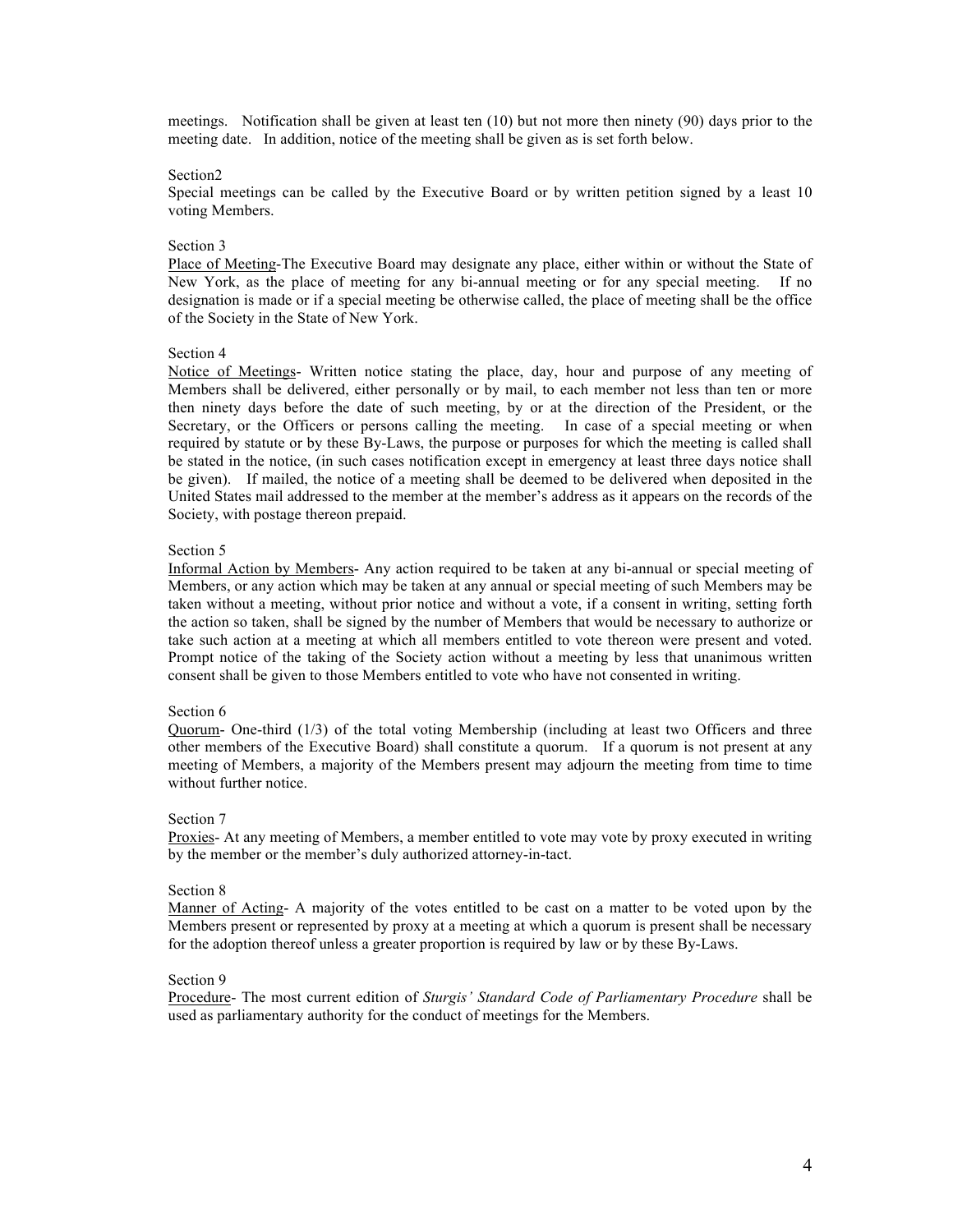meetings. Notification shall be given at least ten (10) but not more then ninety (90) days prior to the meeting date. In addition, notice of the meeting shall be given as is set forth below.

Section2

Special meetings can be called by the Executive Board or by written petition signed by a least 10 voting Members.

Section 3

Place of Meeting-The Executive Board may designate any place, either within or without the State of New York, as the place of meeting for any bi-annual meeting or for any special meeting. If no designation is made or if a special meeting be otherwise called, the place of meeting shall be the office of the Society in the State of New York.

Section 4

Notice of Meetings- Written notice stating the place, day, hour and purpose of any meeting of Members shall be delivered, either personally or by mail, to each member not less than ten or more then ninety days before the date of such meeting, by or at the direction of the President, or the Secretary, or the Officers or persons calling the meeting. In case of a special meeting or when required by statute or by these By-Laws, the purpose or purposes for which the meeting is called shall be stated in the notice, (in such cases notification except in emergency at least three days notice shall be given). If mailed, the notice of a meeting shall be deemed to be delivered when deposited in the United States mail addressed to the member at the member's address as it appears on the records of the Society, with postage thereon prepaid.

Section 5

Informal Action by Members- Any action required to be taken at any bi-annual or special meeting of Members, or any action which may be taken at any annual or special meeting of such Members may be taken without a meeting, without prior notice and without a vote, if a consent in writing, setting forth the action so taken, shall be signed by the number of Members that would be necessary to authorize or take such action at a meeting at which all members entitled to vote thereon were present and voted. Prompt notice of the taking of the Society action without a meeting by less that unanimous written consent shall be given to those Members entitled to vote who have not consented in writing.

Section 6

Quorum- One-third (1/3) of the total voting Membership (including at least two Officers and three other members of the Executive Board) shall constitute a quorum. If a quorum is not present at any meeting of Members, a majority of the Members present may adjourn the meeting from time to time without further notice.

Section 7

Proxies- At any meeting of Members, a member entitled to vote may vote by proxy executed in writing by the member or the member's duly authorized attorney-in-tact.

Section 8

Manner of Acting- A majority of the votes entitled to be cast on a matter to be voted upon by the Members present or represented by proxy at a meeting at which a quorum is present shall be necessary for the adoption thereof unless a greater proportion is required by law or by these By-Laws.

Section 9

Procedure- The most current edition of *Sturgis' Standard Code of Parliamentary Procedure* shall be used as parliamentary authority for the conduct of meetings for the Members.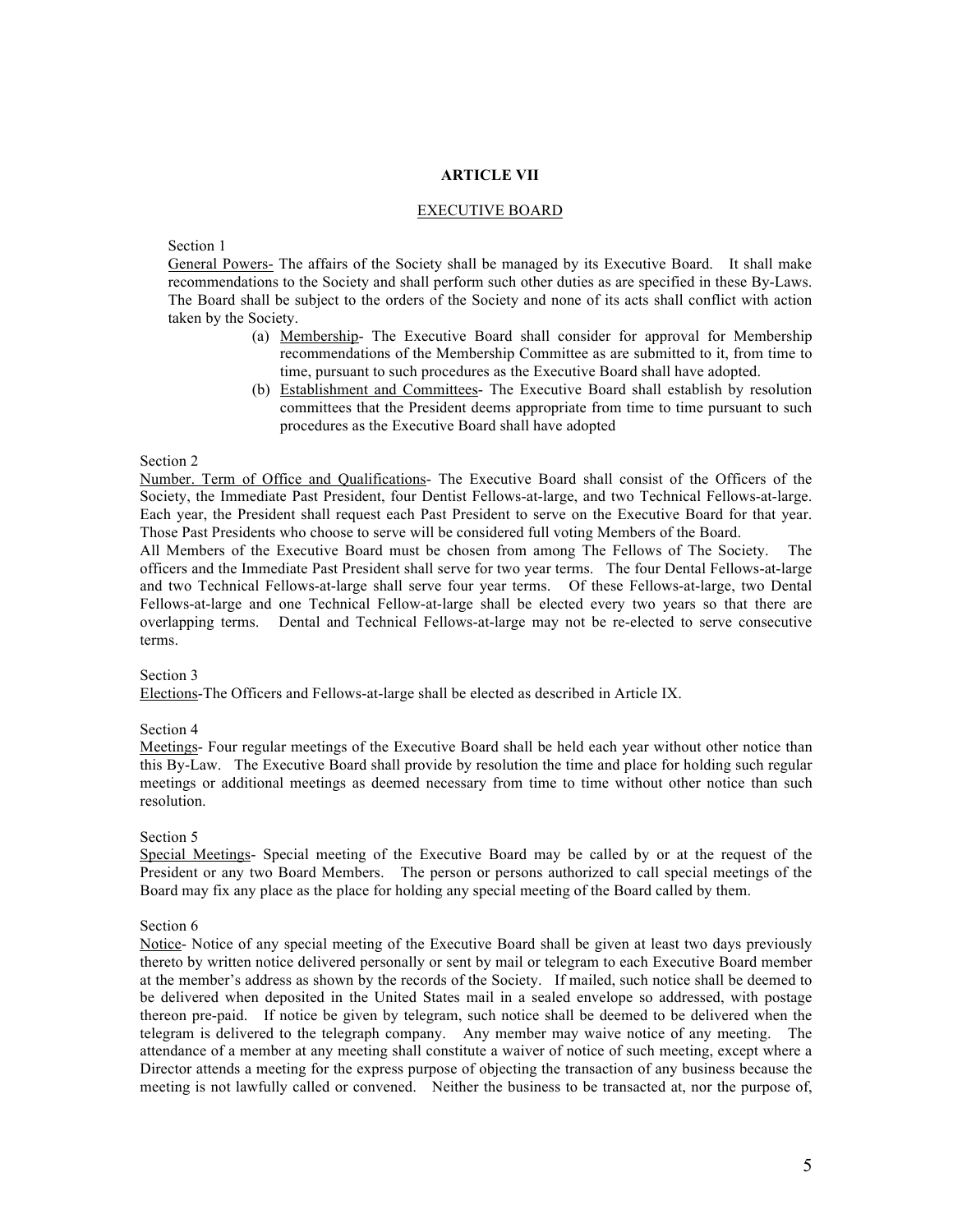## ARTICLE VII

### EXECUTIVE BOARD

Section 1

General Powers- The affairs of the Society shall be managed by its Executive Board. It shall make recommendations to the Society and shall perform such other duties as are specified in these By-Laws. The Board shall be subject to the orders of the Society and none of its acts shall conflict with action taken by the Society.

(a) Membership- The Executive Board shall consider for approval for Membership recommendations of the Membership Committee as are submitted to it, from time to time, pursuant to such procedures as the Executive Board shall have adopted.

(b) Establishment and Committees- The Executive Board shall establish by resolution committees that the President deems appropriate from time to time pursuant to such procedures as the Executive Board shall have adopted

Section 2

Number. Term of Office and Qualifications- The Executive Board shall consist of the Officers of the Society, the Immediate Past President, four Dentist Fellows-at-large, and two Technical Fellows-at-large. Each year, the President shall request each Past President to serve on the Executive Board for that year. Those Past Presidents who choose to serve will be considered full voting Members of the Board.

All Members of the Executive Board must be chosen from among The Fellows of The Society. The officers and the Immediate Past President shall serve for two year terms. The four Dental Fellows-at-large and two Technical Fellows-at-large shall serve four year terms. Of these Fellows-at-large, two Dental Fellows-at-large and one Technical Fellow-at-large shall be elected every two years so that there are overlapping terms. Dental and Technical Fellows-at-large may not be re-elected to serve consecutive terms.

Section 3

Elections-The Officers and Fellows-at-large shall be elected as described in Article IX.

Section 4

Meetings- Four regular meetings of the Executive Board shall be held each year without other notice than this By-Law. The Executive Board shall provide by resolution the time and place for holding such regular meetings or additional meetings as deemed necessary from time to time without other notice than such resolution.

Section 5

Special Meetings- Special meeting of the Executive Board may be called by or at the request of the President or any two Board Members. The person or persons authorized to call special meetings of the Board may fix any place as the place for holding any special meeting of the Board called by them.

Section 6

Notice- Notice of any special meeting of the Executive Board shall be given at least two days previously thereto by written notice delivered personally or sent by mail or telegram to each Executive Board member at the member's address as shown by the records of the Society. If mailed, such notice shall be deemed to be delivered when deposited in the United States mail in a sealed envelope so addressed, with postage thereon pre-paid. If notice be given by telegram, such notice shall be deemed to be delivered when the telegram is delivered to the telegraph company. Any member may waive notice of any meeting. The attendance of a member at any meeting shall constitute a waiver of notice of such meeting, except where a Director attends a meeting for the express purpose of objecting the transaction of any business because the meeting is not lawfully called or convened. Neither the business to be transacted at, nor the purpose of,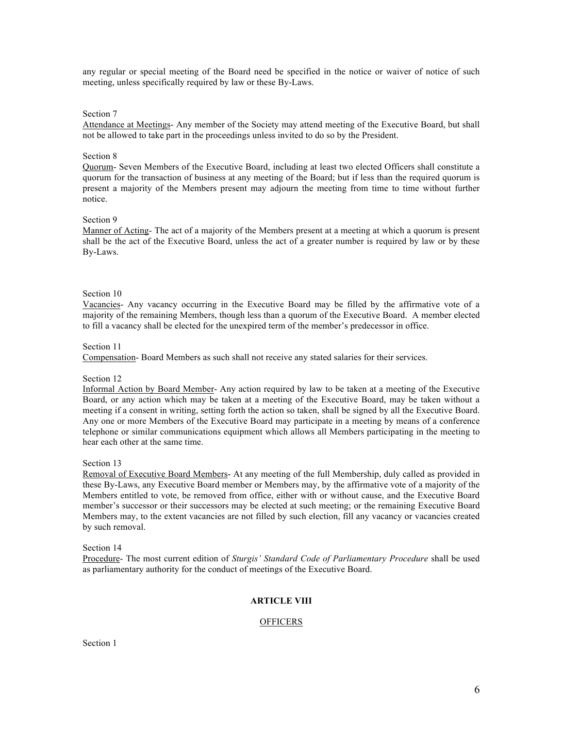any regular or special meeting of the Board need be specified in the notice or waiver of notice of such meeting, unless specifically required by law or these By-Laws.

Section 7

Attendance at Meetings- Any member of the Society may attend meeting of the Executive Board, but shall not be allowed to take part in the proceedings unless invited to do so by the President.

Section 8

Quorum- Seven Members of the Executive Board, including at least two elected Officers shall constitute a quorum for the transaction of business at any meeting of the Board; but if less than the required quorum is present a majority of the Members present may adjourn the meeting from time to time without further notice.

Section 9

Manner of Acting- The act of a majority of the Members present at a meeting at which a quorum is present shall be the act of the Executive Board, unless the act of a greater number is required by law or by these By-Laws.

Section 10

Vacancies- Any vacancy occurring in the Executive Board may be filled by the affirmative vote of a majority of the remaining Members, though less than a quorum of the Executive Board. A member elected to fill a vacancy shall be elected for the unexpired term of the member's predecessor in office.

Section 11

Compensation- Board Members as such shall not receive any stated salaries for their services.

Section 12

Informal Action by Board Member- Any action required by law to be taken at a meeting of the Executive Board, or any action which may be taken at a meeting of the Executive Board, may be taken without a meeting if a consent in writing, setting forth the action so taken, shall be signed by all the Executive Board. Any one or more Members of the Executive Board may participate in a meeting by means of a conference telephone or similar communications equipment which allows all Members participating in the meeting to hear each other at the same time.

Section 13

Removal of Executive Board Members- At any meeting of the full Membership, duly called as provided in these By-Laws, any Executive Board member or Members may, by the affirmative vote of a majority of the Members entitled to vote, be removed from office, either with or without cause, and the Executive Board member's successor or their successors may be elected at such meeting; or the remaining Executive Board Members may, to the extent vacancies are not filled by such election, fill any vacancy or vacancies created by such removal.

Section 14

Procedure- The most current edition of *Sturgis' Standard Code of Parliamentary Procedure* shall be used as parliamentary authority for the conduct of meetings of the Executive Board.

## ARTICLE VIII

### OFFICERS

Section 1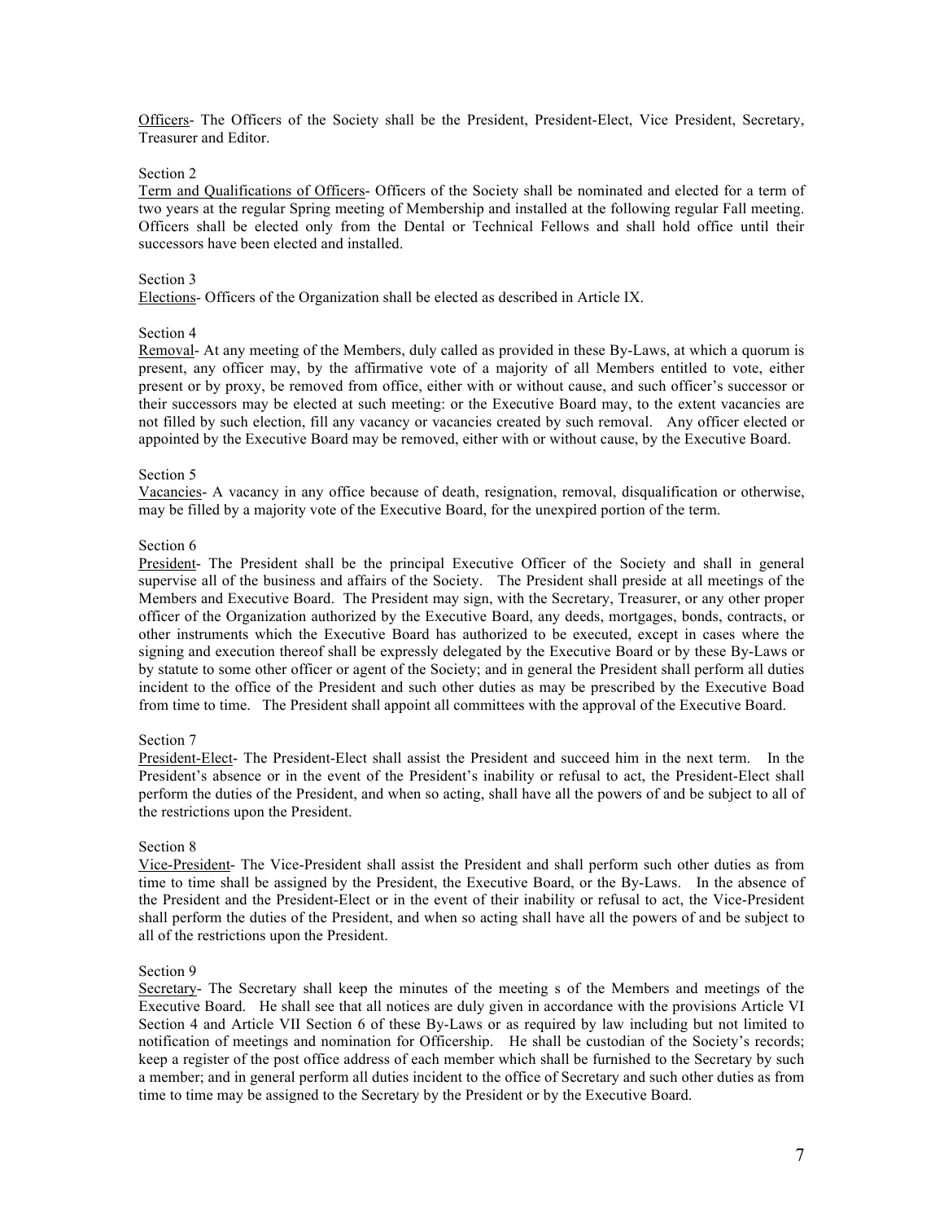<u>Officers</u>- The Officers of the Society shall be the President, President-Elect, Vice President, Secretary, Treasurer and Editor.

Section 2

<u>Term and Qualifications of Officers</u>- Officers of the Society shall be nominated and elected for a term of two years at the regular Spring meeting of Membership and installed at the following regular Fall meeting. Officers shall be elected only from the Dental or Technical Fellows and shall hold office until their successors have been elected and installed.

Section 3

<u>Elections</u>- Officers of the Organization shall be elected as described in Article IX.

Section 4

<u>Removal</u>- At any meeting of the Members, duly called as provided in these By-Laws, at which a quorum is present, any officer may, by the affirmative vote of a majority of all Members entitled to vote, either present or by proxy, be removed from office, either with or without cause, and such officer's successor or their successors may be elected at such meeting: or the Executive Board may, to the extent vacancies are not filled by such election, fill any vacancy or vacancies created by such removal. Any officer elected or appointed by the Executive Board may be removed, either with or without cause, by the Executive Board.

Section 5

<u>Vacancies</u>- A vacancy in any office because of death, resignation, removal, disqualification or otherwise, may be filled by a majority vote of the Executive Board, for the unexpired portion of the term.

Section 6

<u>President</u>- The President shall be the principal Executive Officer of the Society and shall in general supervise all of the business and affairs of the Society. The President shall preside at all meetings of the Members and Executive Board. The President may sign, with the Secretary, Treasurer, or any other proper officer of the Organization authorized by the Executive Board, any deeds, mortgages, bonds, contracts, or other instruments which the Executive Board has authorized to be executed, except in cases where the signing and execution thereof shall be expressly delegated by the Executive Board or by these By-Laws or by statute to some other officer or agent of the Society; and in general the President shall perform all duties incident to the office of the President and such other duties as may be prescribed by the Executive Boad from time to time. The President shall appoint all committees with the approval of the Executive Board.

Section 7

<u>President-Elect</u>- The President-Elect shall assist the President and succeed him in the next term. In the President's absence or in the event of the President's inability or refusal to act, the President-Elect shall perform the duties of the President, and when so acting, shall have all the powers of and be subject to all of the restrictions upon the President.

Section 8

<u>Vice-President</u>- The Vice-President shall assist the President and shall perform such other duties as from time to time shall be assigned by the President, the Executive Board, or the By-Laws. In the absence of the President and the President-Elect or in the event of their inability or refusal to act, the Vice-President shall perform the duties of the President, and when so acting shall have all the powers of and be subject to all of the restrictions upon the President.

Section 9

<u>Secretary</u>- The Secretary shall keep the minutes of the meeting s of the Members and meetings of the Executive Board. He shall see that all notices are duly given in accordance with the provisions Article VI Section 4 and Article VII Section 6 of these By-Laws or as required by law including but not limited to notification of meetings and nomination for Officership. He shall be custodian of the Society's records; keep a register of the post office address of each member which shall be furnished to the Secretary by such a member; and in general perform all duties incident to the office of Secretary and such other duties as from time to time may be assigned to the Secretary by the President or by the Executive Board.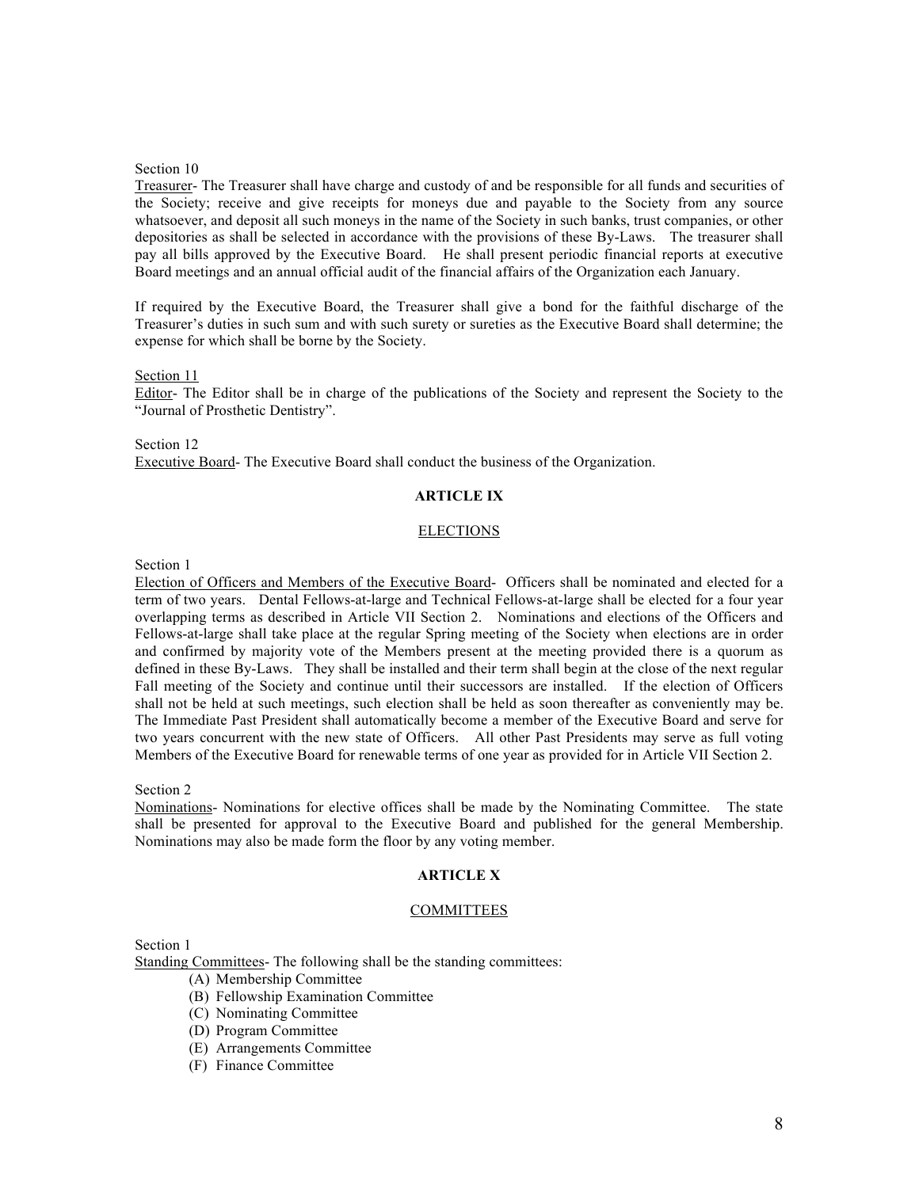Section 10

Treasurer- The Treasurer shall have charge and custody of and be responsible for all funds and securities of the Society; receive and give receipts for moneys due and payable to the Society from any source whatsoever, and deposit all such moneys in the name of the Society in such banks, trust companies, or other depositories as shall be selected in accordance with the provisions of these By-Laws. The treasurer shall pay all bills approved by the Executive Board. He shall present periodic financial reports at executive Board meetings and an annual official audit of the financial affairs of the Organization each January.

If required by the Executive Board, the Treasurer shall give a bond for the faithful discharge of the Treasurer's duties in such sum and with such surety or sureties as the Executive Board shall determine; the expense for which shall be borne by the Society.

Section 11

Editor- The Editor shall be in charge of the publications of the Society and represent the Society to the "Journal of Prosthetic Dentistry".

Section 12

Executive Board- The Executive Board shall conduct the business of the Organization.

## ARTICLE IX

### ELECTIONS

Section 1

Election of Officers and Members of the Executive Board- Officers shall be nominated and elected for a term of two years. Dental Fellows-at-large and Technical Fellows-at-large shall be elected for a four year overlapping terms as described in Article VII Section 2. Nominations and elections of the Officers and Fellows-at-large shall take place at the regular Spring meeting of the Society when elections are in order and confirmed by majority vote of the Members present at the meeting provided there is a quorum as defined in these By-Laws. They shall be installed and their term shall begin at the close of the next regular Fall meeting of the Society and continue until their successors are installed. If the election of Officers shall not be held at such meetings, such election shall be held as soon thereafter as conveniently may be. The Immediate Past President shall automatically become a member of the Executive Board and serve for two years concurrent with the new state of Officers. All other Past Presidents may serve as full voting Members of the Executive Board for renewable terms of one year as provided for in Article VII Section 2.

Section 2

Nominations- Nominations for elective offices shall be made by the Nominating Committee. The state shall be presented for approval to the Executive Board and published for the general Membership. Nominations may also be made form the floor by any voting member.

## ARTICLE X

### COMMITTEES

Section 1

Standing Committees- The following shall be the standing committees:

(A) Membership Committee
(B) Fellowship Examination Committee
(C) Nominating Committee
(D) Program Committee
(E) Arrangements Committee
(F) Finance Committee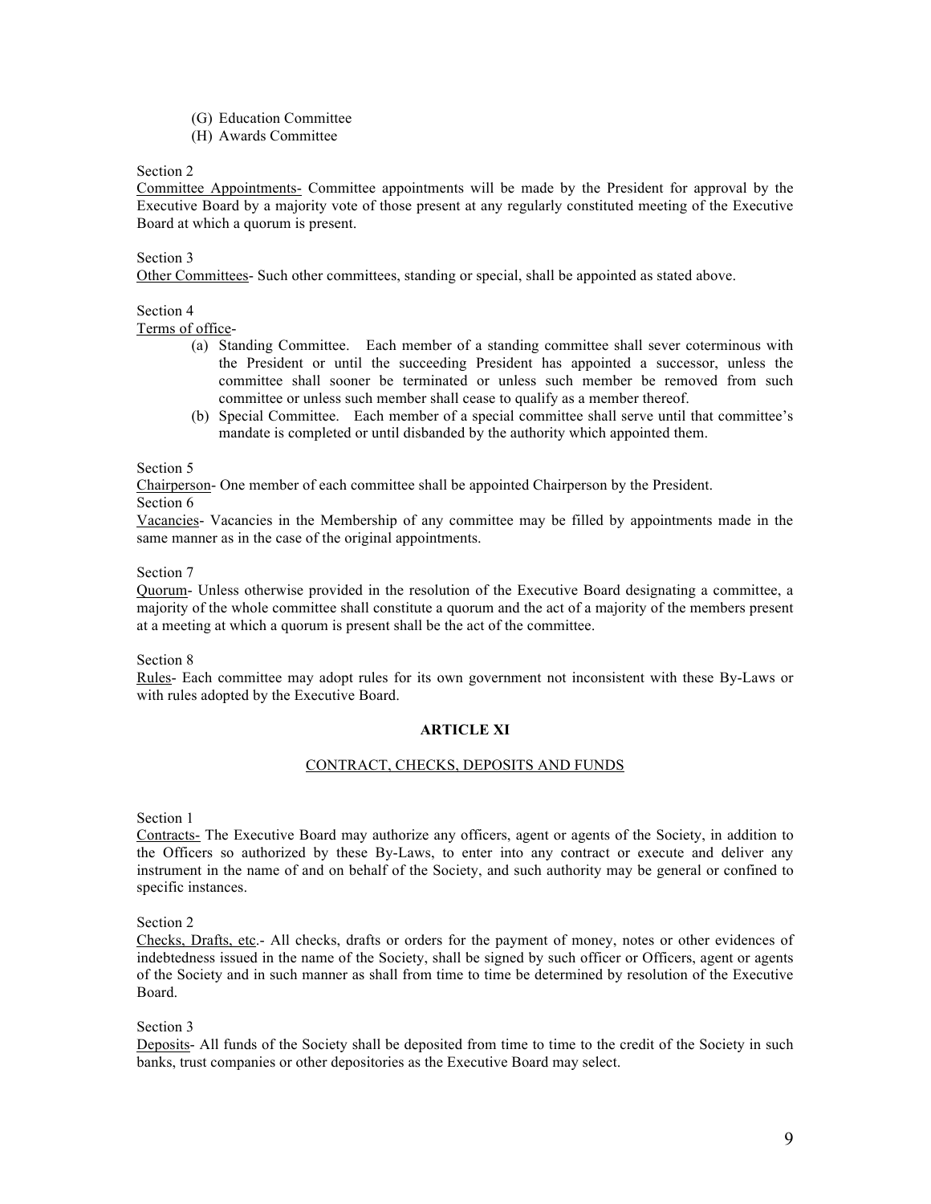(G) Education Committee
(H) Awards Committee

Section 2

Committee Appointments- Committee appointments will be made by the President for approval by the Executive Board by a majority vote of those present at any regularly constituted meeting of the Executive Board at which a quorum is present.

Section 3

Other Committees- Such other committees, standing or special, shall be appointed as stated above.

Section 4

Terms of office-

(a) Standing Committee. Each member of a standing committee shall sever coterminous with the President or until the succeeding President has appointed a successor, unless the committee shall sooner be terminated or unless such member be removed from such committee or unless such member shall cease to qualify as a member thereof.

(b) Special Committee. Each member of a special committee shall serve until that committee's mandate is completed or until disbanded by the authority which appointed them.

Section 5

Chairperson- One member of each committee shall be appointed Chairperson by the President.

Section 6

Vacancies- Vacancies in the Membership of any committee may be filled by appointments made in the same manner as in the case of the original appointments.

Section 7

Quorum- Unless otherwise provided in the resolution of the Executive Board designating a committee, a majority of the whole committee shall constitute a quorum and the act of a majority of the members present at a meeting at which a quorum is present shall be the act of the committee.

Section 8

Rules- Each committee may adopt rules for its own government not inconsistent with these By-Laws or with rules adopted by the Executive Board.

## ARTICLE XI

### CONTRACT, CHECKS, DEPOSITS AND FUNDS

Section 1

Contracts- The Executive Board may authorize any officers, agent or agents of the Society, in addition to the Officers so authorized by these By-Laws, to enter into any contract or execute and deliver any instrument in the name of and on behalf of the Society, and such authority may be general or confined to specific instances.

Section 2

Checks, Drafts, etc.- All checks, drafts or orders for the payment of money, notes or other evidences of indebtedness issued in the name of the Society, shall be signed by such officer or Officers, agent or agents of the Society and in such manner as shall from time to time be determined by resolution of the Executive Board.

Section 3

Deposits- All funds of the Society shall be deposited from time to time to the credit of the Society in such banks, trust companies or other depositories as the Executive Board may select.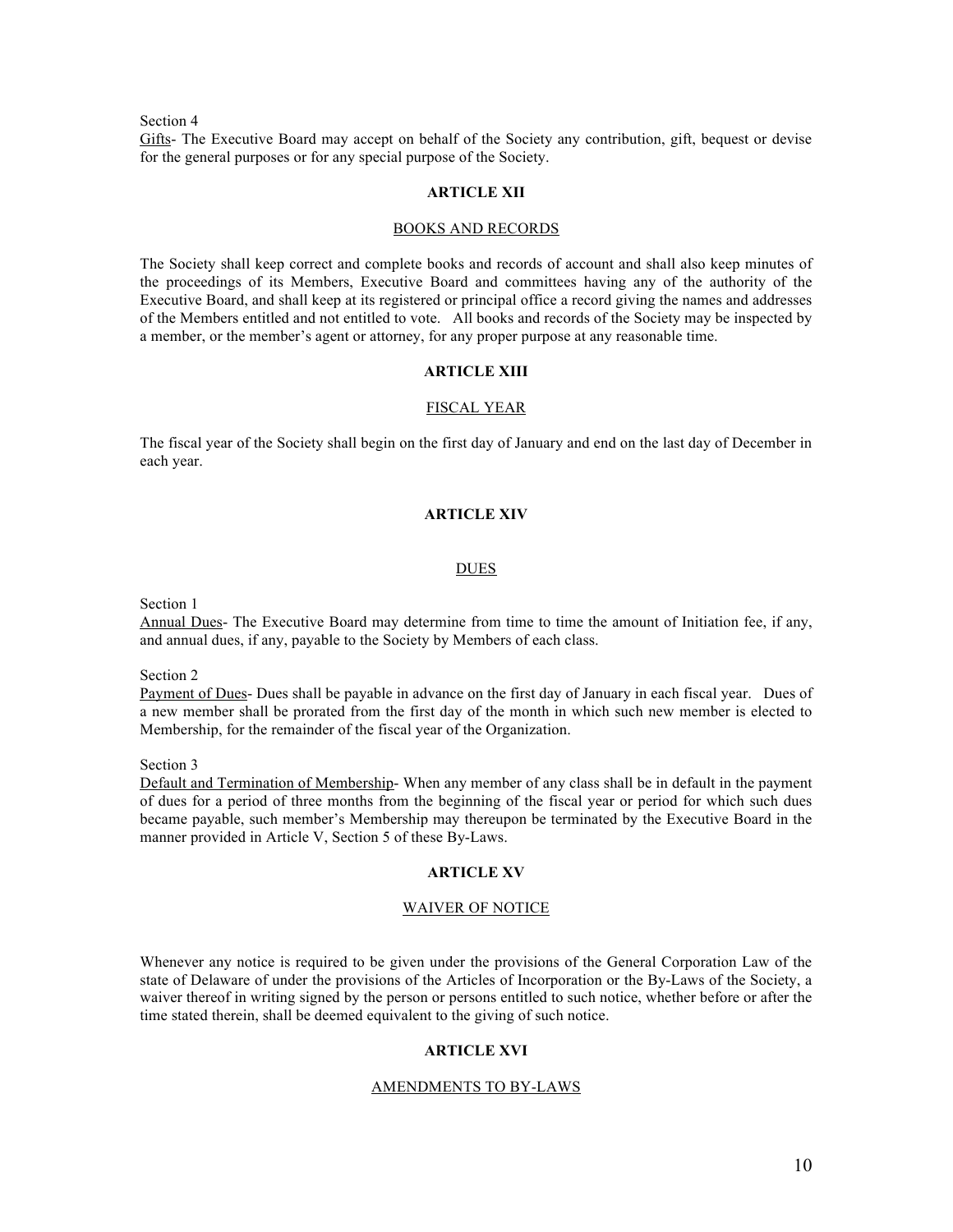Section 4

<u>Gifts</u>- The Executive Board may accept on behalf of the Society any contribution, gift, bequest or devise for the general purposes or for any special purpose of the Society.

**ARTICLE XII**

<u>BOOKS AND RECORDS</u>

The Society shall keep correct and complete books and records of account and shall also keep minutes of the proceedings of its Members, Executive Board and committees having any of the authority of the Executive Board, and shall keep at its registered or principal office a record giving the names and addresses of the Members entitled and not entitled to vote. All books and records of the Society may be inspected by a member, or the member's agent or attorney, for any proper purpose at any reasonable time.

**ARTICLE XIII**

<u>FISCAL YEAR</u>

The fiscal year of the Society shall begin on the first day of January and end on the last day of December in each year.

**ARTICLE XIV**

<u>DUES</u>

Section 1

<u>Annual Dues</u>- The Executive Board may determine from time to time the amount of Initiation fee, if any, and annual dues, if any, payable to the Society by Members of each class.

Section 2

<u>Payment of Dues</u>- Dues shall be payable in advance on the first day of January in each fiscal year. Dues of a new member shall be prorated from the first day of the month in which such new member is elected to Membership, for the remainder of the fiscal year of the Organization.

Section 3

<u>Default and Termination of Membership</u>- When any member of any class shall be in default in the payment of dues for a period of three months from the beginning of the fiscal year or period for which such dues became payable, such member's Membership may thereupon be terminated by the Executive Board in the manner provided in Article V, Section 5 of these By-Laws.

**ARTICLE XV**

<u>WAIVER OF NOTICE</u>

Whenever any notice is required to be given under the provisions of the General Corporation Law of the state of Delaware of under the provisions of the Articles of Incorporation or the By-Laws of the Society, a waiver thereof in writing signed by the person or persons entitled to such notice, whether before or after the time stated therein, shall be deemed equivalent to the giving of such notice.

**ARTICLE XVI**

<u>AMENDMENTS TO BY-LAWS</u>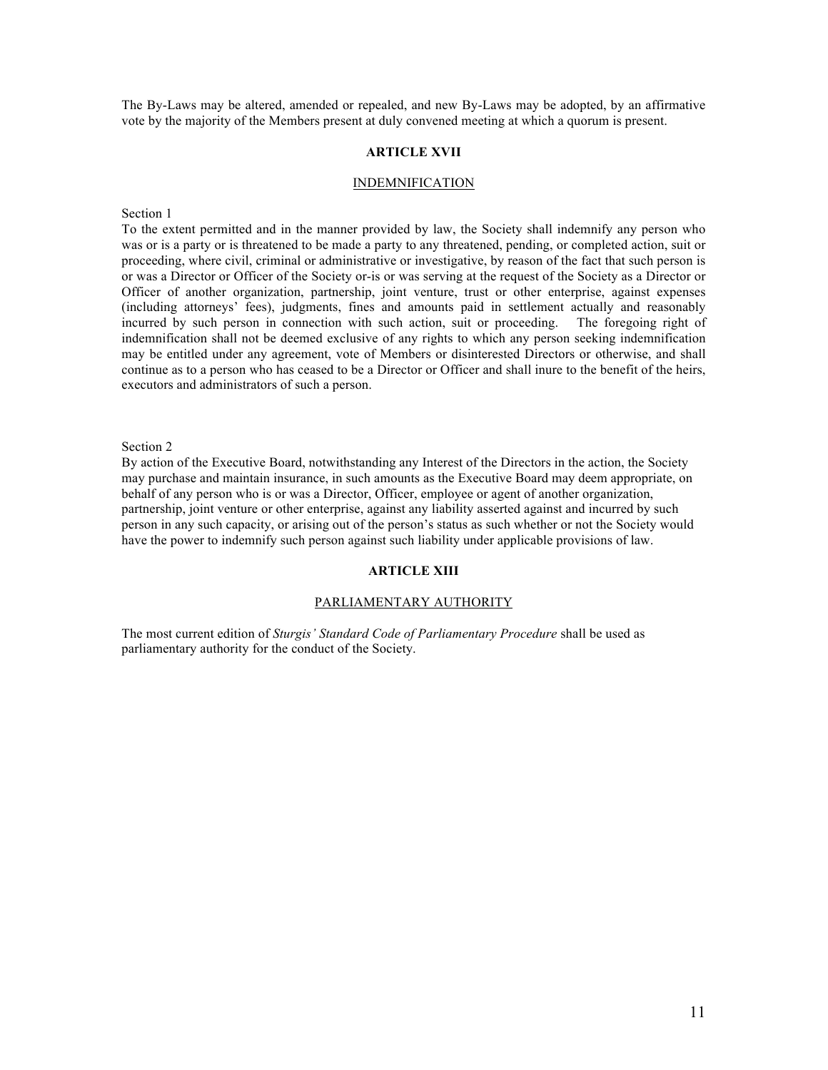The By-Laws may be altered, amended or repealed, and new By-Laws may be adopted, by an affirmative vote by the majority of the Members present at duly convened meeting at which a quorum is present.

## ARTICLE XVII

### INDEMNIFICATION

Section 1

To the extent permitted and in the manner provided by law, the Society shall indemnify any person who was or is a party or is threatened to be made a party to any threatened, pending, or completed action, suit or proceeding, where civil, criminal or administrative or investigative, by reason of the fact that such person is or was a Director or Officer of the Society or-is or was serving at the request of the Society as a Director or Officer of another organization, partnership, joint venture, trust or other enterprise, against expenses (including attorneys' fees), judgments, fines and amounts paid in settlement actually and reasonably incurred by such person in connection with such action, suit or proceeding. The foregoing right of indemnification shall not be deemed exclusive of any rights to which any person seeking indemnification may be entitled under any agreement, vote of Members or disinterested Directors or otherwise, and shall continue as to a person who has ceased to be a Director or Officer and shall inure to the benefit of the heirs, executors and administrators of such a person.

Section 2

By action of the Executive Board, notwithstanding any Interest of the Directors in the action, the Society may purchase and maintain insurance, in such amounts as the Executive Board may deem appropriate, on behalf of any person who is or was a Director, Officer, employee or agent of another organization, partnership, joint venture or other enterprise, against any liability asserted against and incurred by such person in any such capacity, or arising out of the person's status as such whether or not the Society would have the power to indemnify such person against such liability under applicable provisions of law.

## ARTICLE XIII

### PARLIAMENTARY AUTHORITY

The most current edition of *Sturgis' Standard Code of Parliamentary Procedure* shall be used as parliamentary authority for the conduct of the Society.